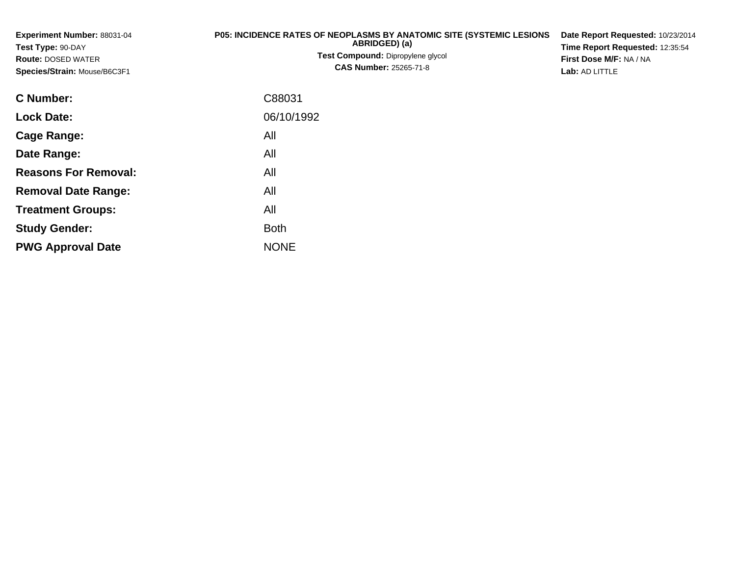**Experiment Number:** 88031-04
**Test Type:** 90-DAY
**Route:** DOSED WATER
**Species/Strain:** Mouse/B6C3F1

**P05: INCIDENCE RATES OF NEOPLASMS BY ANATOMIC SITE (SYSTEMIC LESIONS ABRIDGED) (a)**
**Test Compound:** Dipropylene glycol
**CAS Number:** 25265-71-8

**Date Report Requested:** 10/23/2014
**Time Report Requested:** 12:35:54
**First Dose M/F:** NA / NA
**Lab:** AD LITTLE

| | |
|---|---|
| **C Number:** | C88031 |
| **Lock Date:** | 06/10/1992 |
| **Cage Range:** | All |
| **Date Range:** | All |
| **Reasons For Removal:** | All |
| **Removal Date Range:** | All |
| **Treatment Groups:** | All |
| **Study Gender:** | Both |
| **PWG Approval Date** | NONE |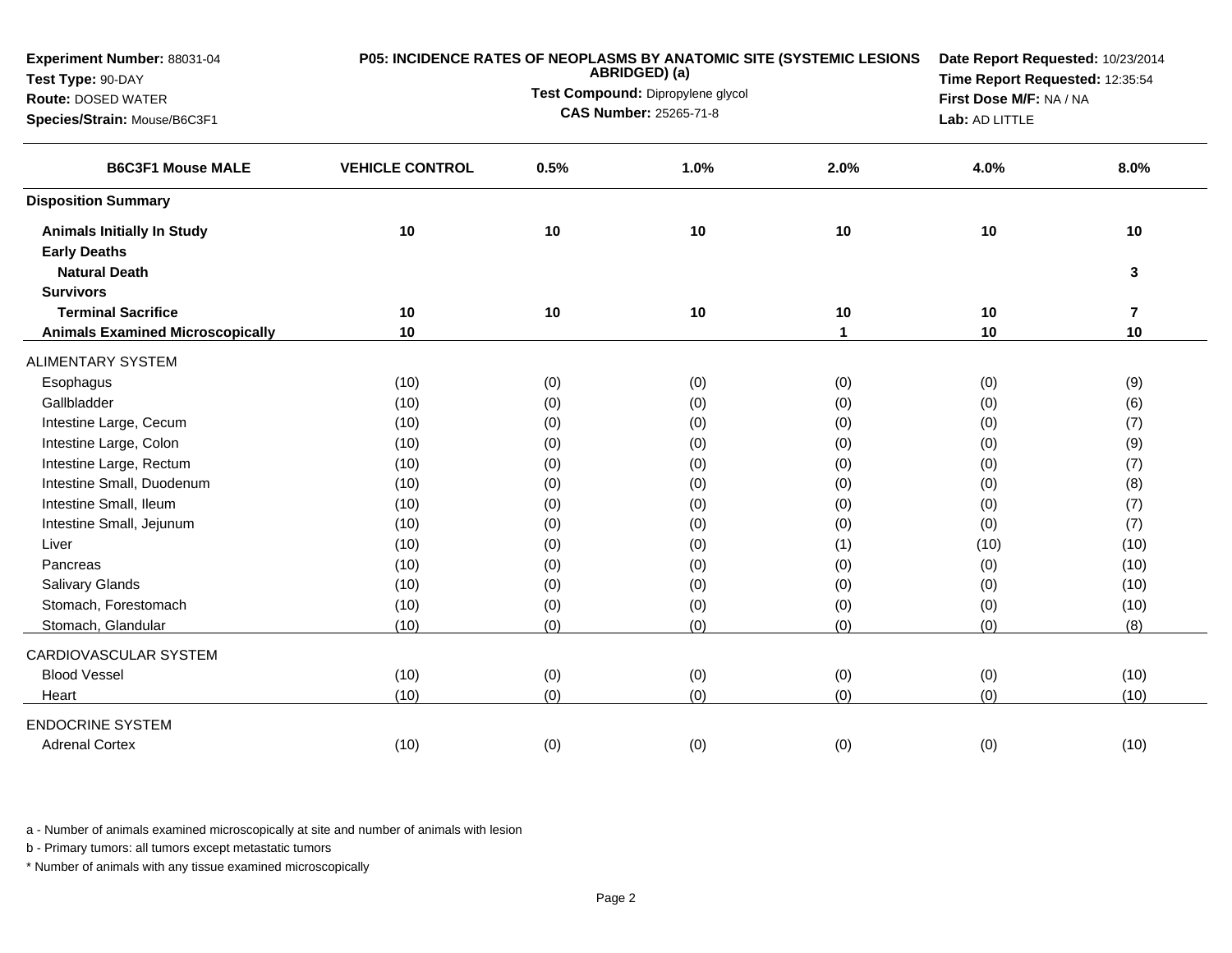**Experiment Number:** 88031-04
**Test Type:** 90-DAY
**Route:** DOSED WATER
**Species/Strain:** Mouse/B6C3F1

**P05: INCIDENCE RATES OF NEOPLASMS BY ANATOMIC SITE (SYSTEMIC LESIONS ABRIDGED) (a)**
**Test Compound:** Dipropylene glycol
**CAS Number:** 25265-71-8

**Date Report Requested:** 10/23/2014
**Time Report Requested:** 12:35:54
**First Dose M/F:** NA / NA
**Lab:** AD LITTLE

| B6C3F1 Mouse MALE | VEHICLE CONTROL | 0.5% | 1.0% | 2.0% | 4.0% | 8.0% |
|---|---|---|---|---|---|---|
| **Disposition Summary** | | | | | | |
| **Animals Initially In Study** | 10 | 10 | 10 | 10 | 10 | 10 |
| **Early Deaths** | | | | | | |
| **Natural Death** | | | | | | 3 |
| **Survivors** | | | | | | |
| **Terminal Sacrifice** | 10 | 10 | 10 | 10 | 10 | 7 |
| **Animals Examined Microscopically** | 10 | | | 1 | 10 | 10 |
| ALIMENTARY SYSTEM | | | | | | |
| Esophagus | (10) | (0) | (0) | (0) | (0) | (9) |
| Gallbladder | (10) | (0) | (0) | (0) | (0) | (6) |
| Intestine Large, Cecum | (10) | (0) | (0) | (0) | (0) | (7) |
| Intestine Large, Colon | (10) | (0) | (0) | (0) | (0) | (9) |
| Intestine Large, Rectum | (10) | (0) | (0) | (0) | (0) | (7) |
| Intestine Small, Duodenum | (10) | (0) | (0) | (0) | (0) | (8) |
| Intestine Small, Ileum | (10) | (0) | (0) | (0) | (0) | (7) |
| Intestine Small, Jejunum | (10) | (0) | (0) | (0) | (0) | (7) |
| Liver | (10) | (0) | (0) | (1) | (10) | (10) |
| Pancreas | (10) | (0) | (0) | (0) | (0) | (10) |
| Salivary Glands | (10) | (0) | (0) | (0) | (0) | (10) |
| Stomach, Forestomach | (10) | (0) | (0) | (0) | (0) | (10) |
| Stomach, Glandular | (10) | (0) | (0) | (0) | (0) | (8) |
| CARDIOVASCULAR SYSTEM | | | | | | |
| Blood Vessel | (10) | (0) | (0) | (0) | (0) | (10) |
| Heart | (10) | (0) | (0) | (0) | (0) | (10) |
| ENDOCRINE SYSTEM | | | | | | |
| Adrenal Cortex | (10) | (0) | (0) | (0) | (0) | (10) |

a - Number of animals examined microscopically at site and number of animals with lesion

b - Primary tumors: all tumors except metastatic tumors

* Number of animals with any tissue examined microscopically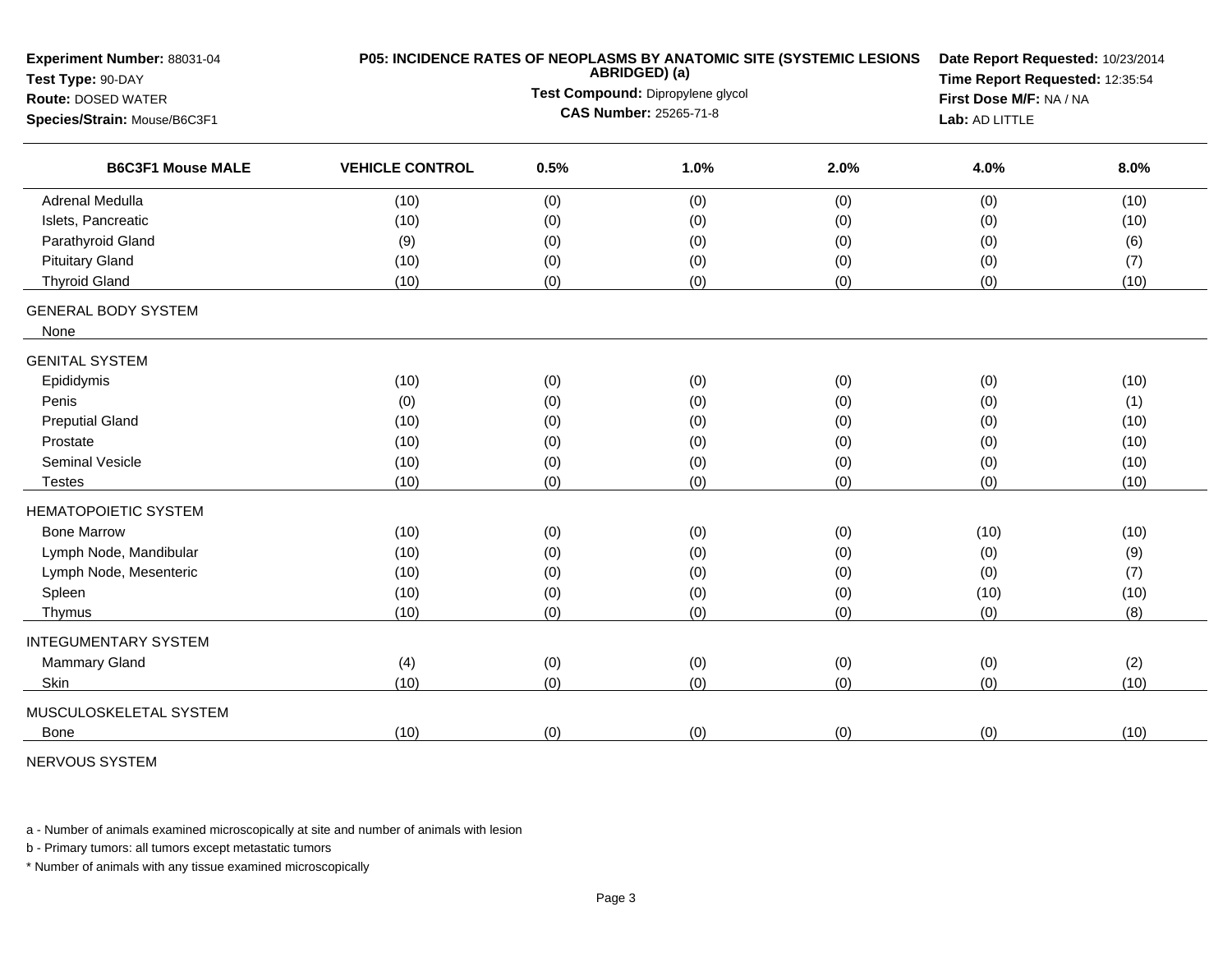**Experiment Number:** 88031-04
**Test Type:** 90-DAY
**Route:** DOSED WATER
**Species/Strain:** Mouse/B6C3F1

**P05: INCIDENCE RATES OF NEOPLASMS BY ANATOMIC SITE (SYSTEMIC LESIONS ABRIDGED) (a)**
**Test Compound:** Dipropylene glycol
**CAS Number:** 25265-71-8

**Date Report Requested:** 10/23/2014
**Time Report Requested:** 12:35:54
**First Dose M/F:** NA / NA
**Lab:** AD LITTLE

| B6C3F1 Mouse MALE | VEHICLE CONTROL | 0.5% | 1.0% | 2.0% | 4.0% | 8.0% |
|---|---|---|---|---|---|---|
| Adrenal Medulla | (10) | (0) | (0) | (0) | (0) | (10) |
| Islets, Pancreatic | (10) | (0) | (0) | (0) | (0) | (10) |
| Parathyroid Gland | (9) | (0) | (0) | (0) | (0) | (6) |
| Pituitary Gland | (10) | (0) | (0) | (0) | (0) | (7) |
| Thyroid Gland | (10) | (0) | (0) | (0) | (0) | (10) |
| GENERAL BODY SYSTEM | | | | | | |
| None | | | | | | |
| GENITAL SYSTEM | | | | | | |
| Epididymis | (10) | (0) | (0) | (0) | (0) | (10) |
| Penis | (0) | (0) | (0) | (0) | (0) | (1) |
| Preputial Gland | (10) | (0) | (0) | (0) | (0) | (10) |
| Prostate | (10) | (0) | (0) | (0) | (0) | (10) |
| Seminal Vesicle | (10) | (0) | (0) | (0) | (0) | (10) |
| Testes | (10) | (0) | (0) | (0) | (0) | (10) |
| HEMATOPOIETIC SYSTEM | | | | | | |
| Bone Marrow | (10) | (0) | (0) | (0) | (10) | (10) |
| Lymph Node, Mandibular | (10) | (0) | (0) | (0) | (0) | (9) |
| Lymph Node, Mesenteric | (10) | (0) | (0) | (0) | (0) | (7) |
| Spleen | (10) | (0) | (0) | (0) | (10) | (10) |
| Thymus | (10) | (0) | (0) | (0) | (0) | (8) |
| INTEGUMENTARY SYSTEM | | | | | | |
| Mammary Gland | (4) | (0) | (0) | (0) | (0) | (2) |
| Skin | (10) | (0) | (0) | (0) | (0) | (10) |
| MUSCULOSKELETAL SYSTEM | | | | | | |
| Bone | (10) | (0) | (0) | (0) | (0) | (10) |
| NERVOUS SYSTEM | | | | | | |

a - Number of animals examined microscopically at site and number of animals with lesion

b - Primary tumors: all tumors except metastatic tumors

* Number of animals with any tissue examined microscopically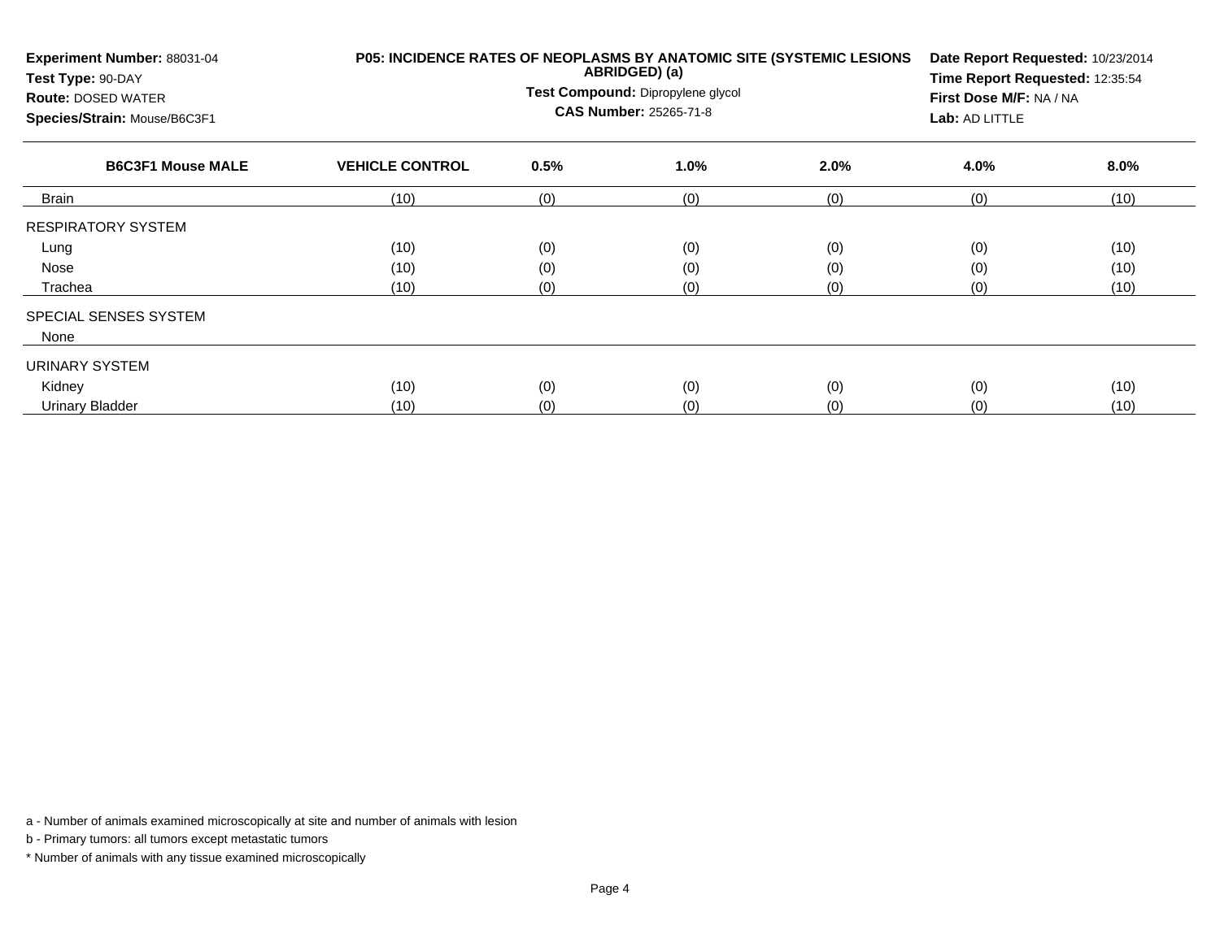**Experiment Number:** 88031-04
**Test Type:** 90-DAY
**Route:** DOSED WATER
**Species/Strain:** Mouse/B6C3F1

**P05: INCIDENCE RATES OF NEOPLASMS BY ANATOMIC SITE (SYSTEMIC LESIONS ABRIDGED) (a)**
**Test Compound:** Dipropylene glycol
**CAS Number:** 25265-71-8

**Date Report Requested:** 10/23/2014
**Time Report Requested:** 12:35:54
**First Dose M/F:** NA / NA
**Lab:** AD LITTLE

| B6C3F1 Mouse MALE | VEHICLE CONTROL | 0.5% | 1.0% | 2.0% | 4.0% | 8.0% |
|---|---|---|---|---|---|---|
| Brain | (10) | (0) | (0) | (0) | (0) | (10) |
| RESPIRATORY SYSTEM | | | | | | |
| Lung | (10) | (0) | (0) | (0) | (0) | (10) |
| Nose | (10) | (0) | (0) | (0) | (0) | (10) |
| Trachea | (10) | (0) | (0) | (0) | (0) | (10) |
| SPECIAL SENSES SYSTEM | | | | | | |
| None | | | | | | |
| URINARY SYSTEM | | | | | | |
| Kidney | (10) | (0) | (0) | (0) | (0) | (10) |
| Urinary Bladder | (10) | (0) | (0) | (0) | (0) | (10) |

a - Number of animals examined microscopically at site and number of animals with lesion

b - Primary tumors: all tumors except metastatic tumors

* Number of animals with any tissue examined microscopically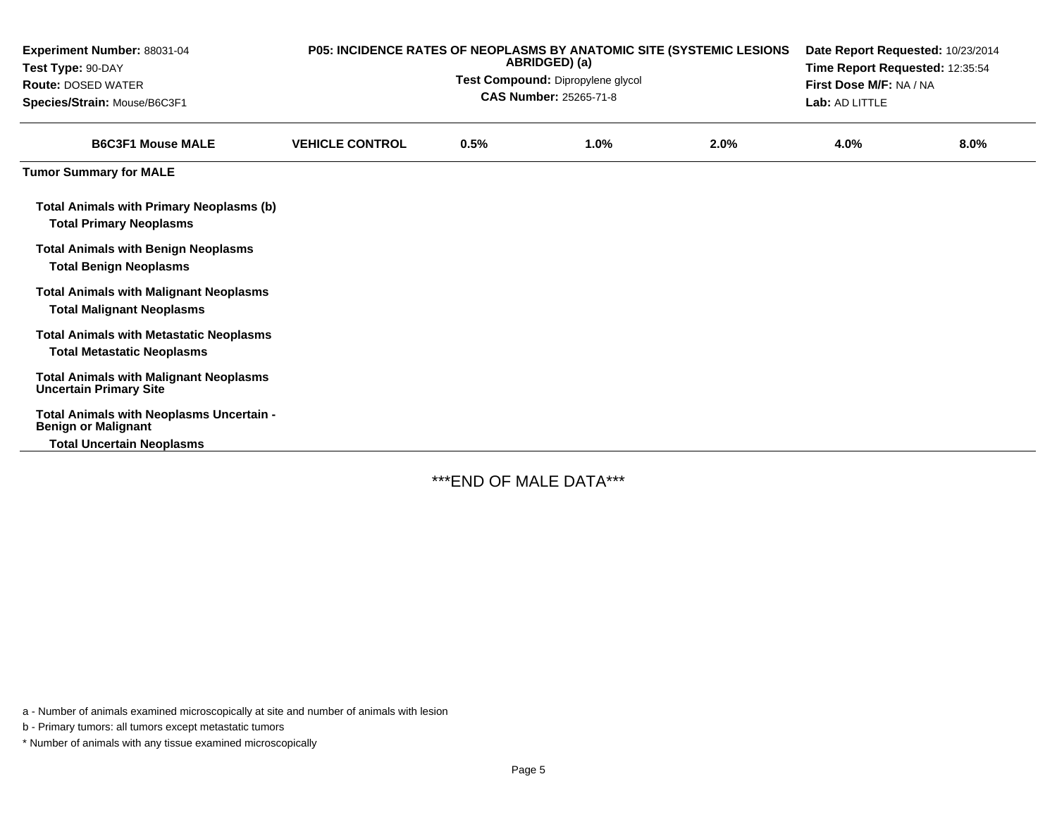| Experiment Number: 88031-04 | P05: INCIDENCE RATES OF NEOPLASMS BY ANATOMIC SITE (SYSTEMIC LESIONS ABRIDGED) (a) | Date Report Requested: 10/23/2014 |
|---|---|---|
| Test Type: 90-DAY | Test Compound: Dipropylene glycol | Time Report Requested: 12:35:54 |
| Route: DOSED WATER | CAS Number: 25265-71-8 | First Dose M/F: NA / NA |
| Species/Strain: Mouse/B6C3F1 | | Lab: AD LITTLE |

| B6C3F1 Mouse MALE | VEHICLE CONTROL | 0.5% | 1.0% | 2.0% | 4.0% | 8.0% |
|---|---|---|---|---|---|---|
| **Tumor Summary for MALE** | | | | | | |
| **Total Animals with Primary Neoplasms (b)** | | | | | | |
| **Total Primary Neoplasms** | | | | | | |
| **Total Animals with Benign Neoplasms** | | | | | | |
| **Total Benign Neoplasms** | | | | | | |
| **Total Animals with Malignant Neoplasms** | | | | | | |
| **Total Malignant Neoplasms** | | | | | | |
| **Total Animals with Metastatic Neoplasms** | | | | | | |
| **Total Metastatic Neoplasms** | | | | | | |
| **Total Animals with Malignant Neoplasms Uncertain Primary Site** | | | | | | |
| **Total Animals with Neoplasms Uncertain - Benign or Malignant** | | | | | | |
| **Total Uncertain Neoplasms** | | | | | | |

***END OF MALE DATA***

a - Number of animals examined microscopically at site and number of animals with lesion

b - Primary tumors: all tumors except metastatic tumors

* Number of animals with any tissue examined microscopically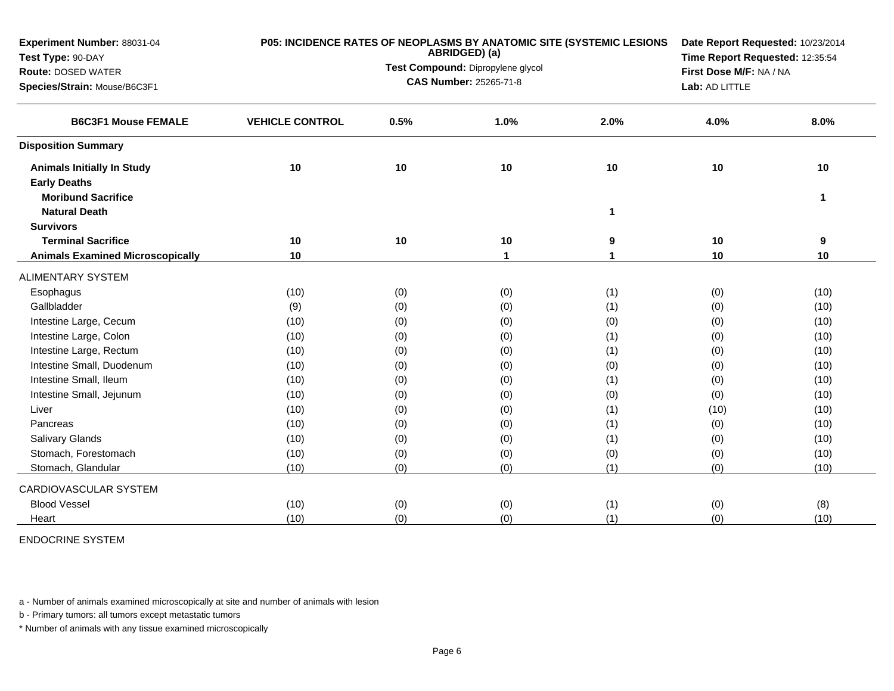**Experiment Number:** 88031-04
**Test Type:** 90-DAY
**Route:** DOSED WATER
**Species/Strain:** Mouse/B6C3F1

**P05: INCIDENCE RATES OF NEOPLASMS BY ANATOMIC SITE (SYSTEMIC LESIONS ABRIDGED) (a)**
**Test Compound:** Dipropylene glycol
**CAS Number:** 25265-71-8

**Date Report Requested:** 10/23/2014
**Time Report Requested:** 12:35:54
**First Dose M/F:** NA / NA
**Lab:** AD LITTLE

| B6C3F1 Mouse FEMALE | VEHICLE CONTROL | 0.5% | 1.0% | 2.0% | 4.0% | 8.0% |
|---|---|---|---|---|---|---|
| **Disposition Summary** | | | | | | |
| **Animals Initially In Study** | 10 | 10 | 10 | 10 | 10 | 10 |
| **Early Deaths** | | | | | | |
| **Moribund Sacrifice** | | | | | | 1 |
| **Natural Death** | | | | 1 | | |
| **Survivors** | | | | | | |
| **Terminal Sacrifice** | 10 | 10 | 10 | 9 | 10 | 9 |
| **Animals Examined Microscopically** | 10 | | 1 | 1 | 10 | 10 |
| ALIMENTARY SYSTEM | | | | | | |
| Esophagus | (10) | (0) | (0) | (1) | (0) | (10) |
| Gallbladder | (9) | (0) | (0) | (1) | (0) | (10) |
| Intestine Large, Cecum | (10) | (0) | (0) | (0) | (0) | (10) |
| Intestine Large, Colon | (10) | (0) | (0) | (1) | (0) | (10) |
| Intestine Large, Rectum | (10) | (0) | (0) | (1) | (0) | (10) |
| Intestine Small, Duodenum | (10) | (0) | (0) | (0) | (0) | (10) |
| Intestine Small, Ileum | (10) | (0) | (0) | (1) | (0) | (10) |
| Intestine Small, Jejunum | (10) | (0) | (0) | (0) | (0) | (10) |
| Liver | (10) | (0) | (0) | (1) | (10) | (10) |
| Pancreas | (10) | (0) | (0) | (1) | (0) | (10) |
| Salivary Glands | (10) | (0) | (0) | (1) | (0) | (10) |
| Stomach, Forestomach | (10) | (0) | (0) | (0) | (0) | (10) |
| Stomach, Glandular | (10) | (0) | (0) | (1) | (0) | (10) |
| CARDIOVASCULAR SYSTEM | | | | | | |
| Blood Vessel | (10) | (0) | (0) | (1) | (0) | (8) |
| Heart | (10) | (0) | (0) | (1) | (0) | (10) |
| ENDOCRINE SYSTEM | | | | | | |

a - Number of animals examined microscopically at site and number of animals with lesion

b - Primary tumors: all tumors except metastatic tumors

* Number of animals with any tissue examined microscopically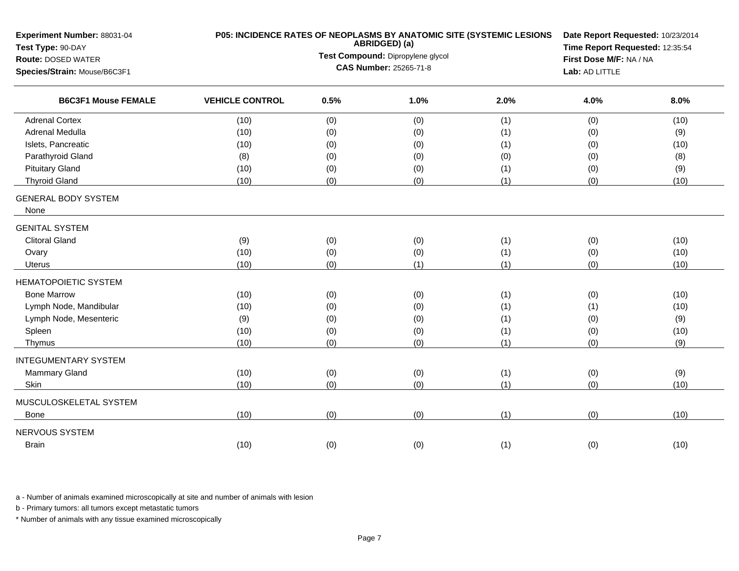**Experiment Number:** 88031-04
**Test Type:** 90-DAY
**Route:** DOSED WATER
**Species/Strain:** Mouse/B6C3F1

**P05: INCIDENCE RATES OF NEOPLASMS BY ANATOMIC SITE (SYSTEMIC LESIONS ABRIDGED) (a)**
**Test Compound:** Dipropylene glycol
**CAS Number:** 25265-71-8

**Date Report Requested:** 10/23/2014
**Time Report Requested:** 12:35:54
**First Dose M/F:** NA / NA
**Lab:** AD LITTLE

| B6C3F1 Mouse FEMALE | VEHICLE CONTROL | 0.5% | 1.0% | 2.0% | 4.0% | 8.0% |
|---|---|---|---|---|---|---|
| Adrenal Cortex | (10) | (0) | (0) | (1) | (0) | (10) |
| Adrenal Medulla | (10) | (0) | (0) | (1) | (0) | (9) |
| Islets, Pancreatic | (10) | (0) | (0) | (1) | (0) | (10) |
| Parathyroid Gland | (8) | (0) | (0) | (0) | (0) | (8) |
| Pituitary Gland | (10) | (0) | (0) | (1) | (0) | (9) |
| Thyroid Gland | (10) | (0) | (0) | (1) | (0) | (10) |
| GENERAL BODY SYSTEM | | | | | | |
| None | | | | | | |
| GENITAL SYSTEM | | | | | | |
| Clitoral Gland | (9) | (0) | (0) | (1) | (0) | (10) |
| Ovary | (10) | (0) | (0) | (1) | (0) | (10) |
| Uterus | (10) | (0) | (1) | (1) | (0) | (10) |
| HEMATOPOIETIC SYSTEM | | | | | | |
| Bone Marrow | (10) | (0) | (0) | (1) | (0) | (10) |
| Lymph Node, Mandibular | (10) | (0) | (0) | (1) | (1) | (10) |
| Lymph Node, Mesenteric | (9) | (0) | (0) | (1) | (0) | (9) |
| Spleen | (10) | (0) | (0) | (1) | (0) | (10) |
| Thymus | (10) | (0) | (0) | (1) | (0) | (9) |
| INTEGUMENTARY SYSTEM | | | | | | |
| Mammary Gland | (10) | (0) | (0) | (1) | (0) | (9) |
| Skin | (10) | (0) | (0) | (1) | (0) | (10) |
| MUSCULOSKELETAL SYSTEM | | | | | | |
| Bone | (10) | (0) | (0) | (1) | (0) | (10) |
| NERVOUS SYSTEM | | | | | | |
| Brain | (10) | (0) | (0) | (1) | (0) | (10) |

a - Number of animals examined microscopically at site and number of animals with lesion

b - Primary tumors: all tumors except metastatic tumors

* Number of animals with any tissue examined microscopically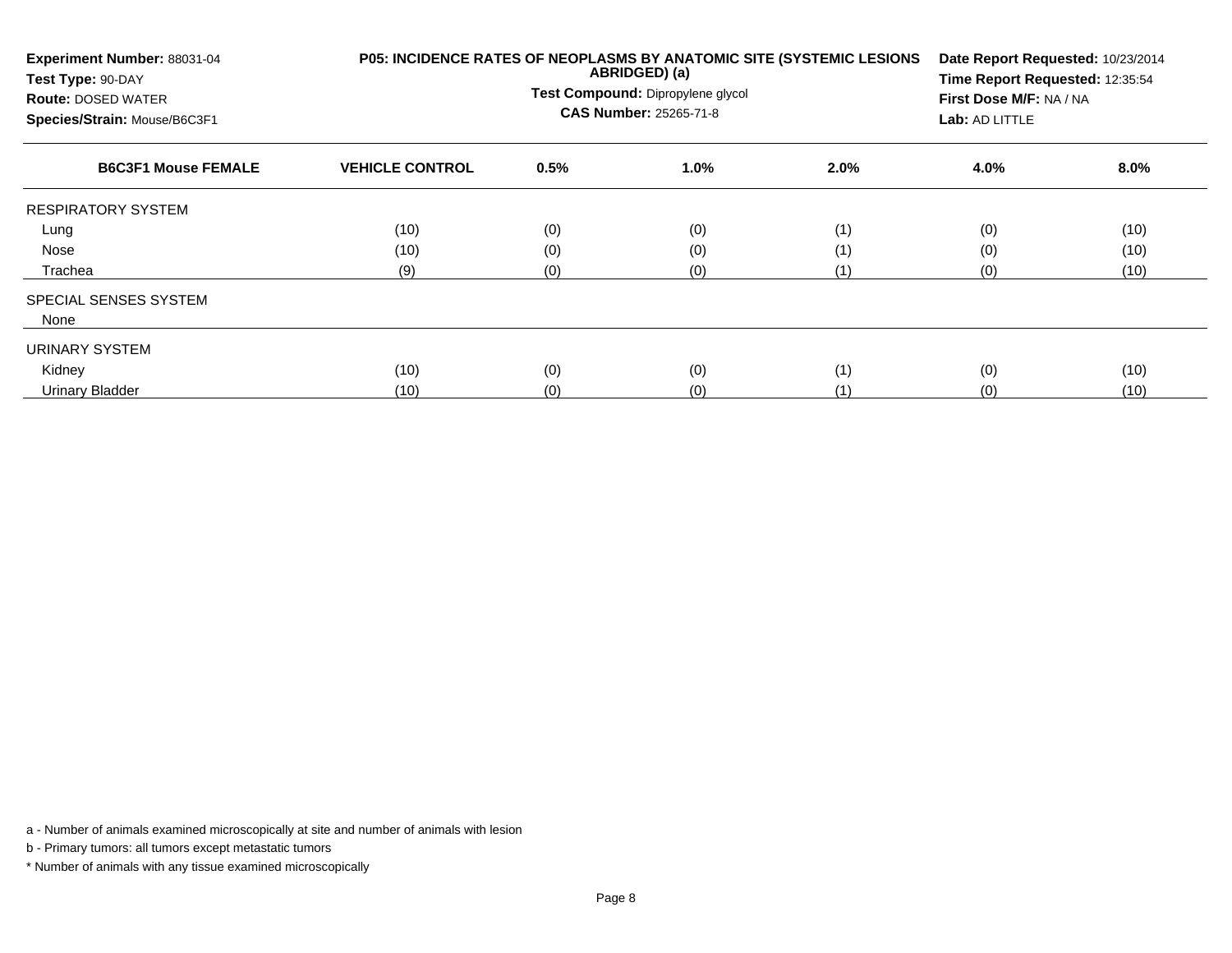**Experiment Number:** 88031-04
**Test Type:** 90-DAY
**Route:** DOSED WATER
**Species/Strain:** Mouse/B6C3F1

**P05: INCIDENCE RATES OF NEOPLASMS BY ANATOMIC SITE (SYSTEMIC LESIONS ABRIDGED) (a)**
**Test Compound:** Dipropylene glycol
**CAS Number:** 25265-71-8

**Date Report Requested:** 10/23/2014
**Time Report Requested:** 12:35:54
**First Dose M/F:** NA / NA
**Lab:** AD LITTLE

| B6C3F1 Mouse FEMALE | VEHICLE CONTROL | 0.5% | 1.0% | 2.0% | 4.0% | 8.0% |
|---|---|---|---|---|---|---|
| RESPIRATORY SYSTEM | | | | | | |
| Lung | (10) | (0) | (0) | (1) | (0) | (10) |
| Nose | (10) | (0) | (0) | (1) | (0) | (10) |
| Trachea | (9) | (0) | (0) | (1) | (0) | (10) |
| SPECIAL SENSES SYSTEM | | | | | | |
| None | | | | | | |
| URINARY SYSTEM | | | | | | |
| Kidney | (10) | (0) | (0) | (1) | (0) | (10) |
| Urinary Bladder | (10) | (0) | (0) | (1) | (0) | (10) |

a - Number of animals examined microscopically at site and number of animals with lesion

b - Primary tumors: all tumors except metastatic tumors

* Number of animals with any tissue examined microscopically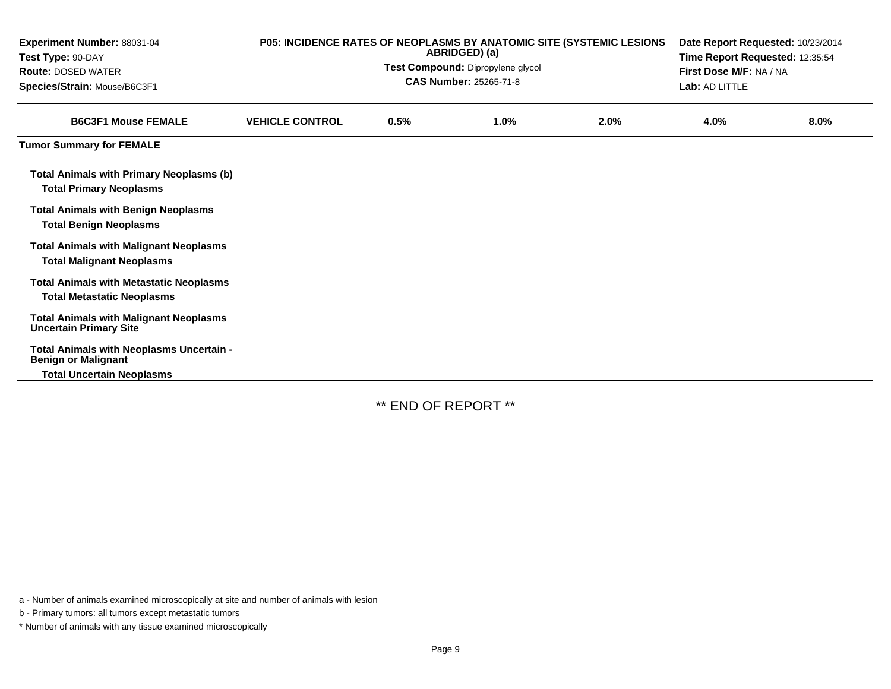**Experiment Number:** 88031-04
**Test Type:** 90-DAY
**Route:** DOSED WATER
**Species/Strain:** Mouse/B6C3F1

**P05: INCIDENCE RATES OF NEOPLASMS BY ANATOMIC SITE (SYSTEMIC LESIONS ABRIDGED) (a)**
**Test Compound:** Dipropylene glycol
**CAS Number:** 25265-71-8

**Date Report Requested:** 10/23/2014
**Time Report Requested:** 12:35:54
**First Dose M/F:** NA / NA
**Lab:** AD LITTLE

| B6C3F1 Mouse FEMALE | VEHICLE CONTROL | 0.5% | 1.0% | 2.0% | 4.0% | 8.0% |
|---|---|---|---|---|---|---|
| **Tumor Summary for FEMALE** | | | | | | |
| **Total Animals with Primary Neoplasms (b)** | | | | | | |
| **Total Primary Neoplasms** | | | | | | |
| **Total Animals with Benign Neoplasms** | | | | | | |
| **Total Benign Neoplasms** | | | | | | |
| **Total Animals with Malignant Neoplasms** | | | | | | |
| **Total Malignant Neoplasms** | | | | | | |
| **Total Animals with Metastatic Neoplasms** | | | | | | |
| **Total Metastatic Neoplasms** | | | | | | |
| **Total Animals with Malignant Neoplasms Uncertain Primary Site** | | | | | | |
| **Total Animals with Neoplasms Uncertain - Benign or Malignant** | | | | | | |
| **Total Uncertain Neoplasms** | | | | | | |

** END OF REPORT **

a - Number of animals examined microscopically at site and number of animals with lesion

b - Primary tumors: all tumors except metastatic tumors

* Number of animals with any tissue examined microscopically